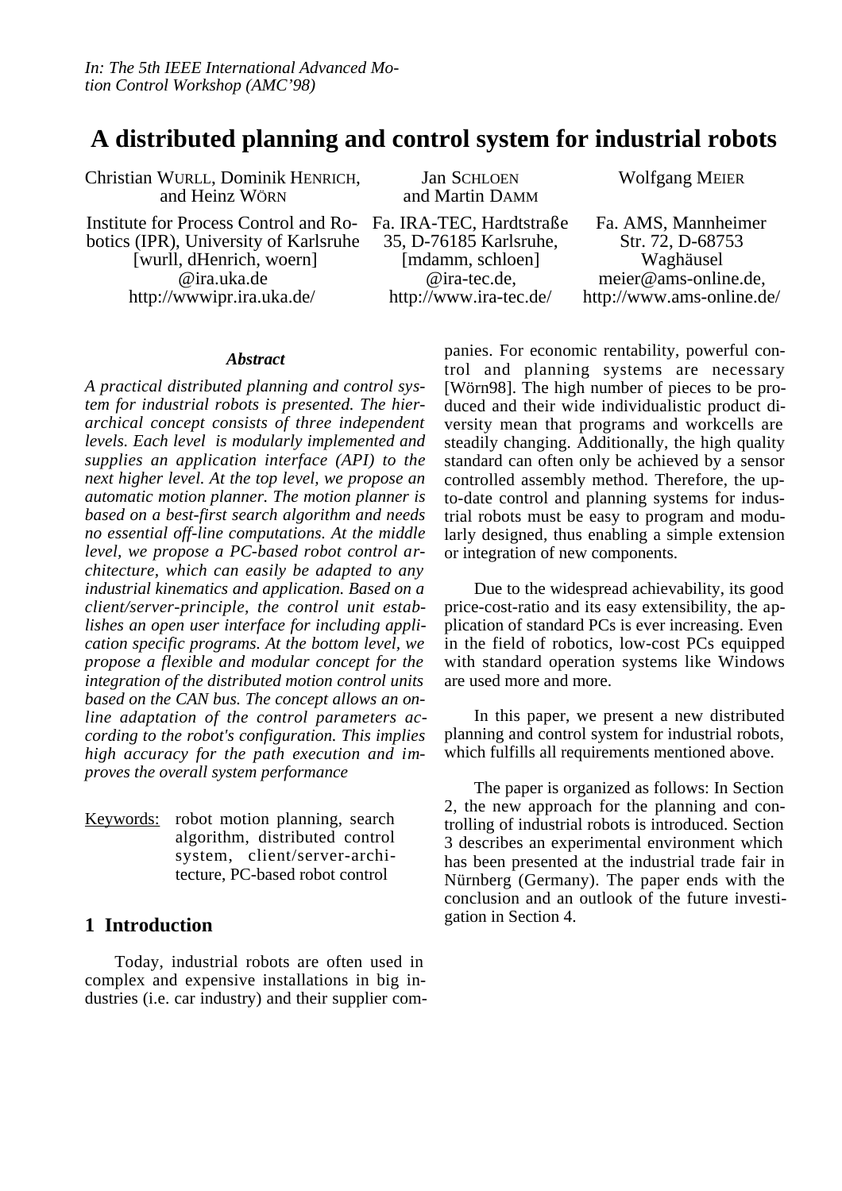*In: The 5th IEEE International Advanced Motion Control Workshop (AMC'98)*

# A distributed planning and control system for industrial robots

Christian WURLL, Dominik HENRICH, and Heinz WÖRN
Institute for Process Control and Robotics (IPR), University of Karlsruhe
[wurll, dHenrich, woern]@ira.uka.de
http://wwwipr.ira.uka.de/

Jan SCHLOEN and Martin DAMM
Fa. IRA-TEC, Hardtstraße 35, D-76185 Karlsruhe,
[mdamm, schloen]@ira-tec.de,
http://www.ira-tec.de/

Wolfgang MEIER
Fa. AMS, Mannheimer Str. 72, D-68753 Waghäusel
meier@ams-online.de,
http://www.ams-online.de/

### *Abstract*

*A practical distributed planning and control system for industrial robots is presented. The hierarchical concept consists of three independent levels. Each level is modularly implemented and supplies an application interface (API) to the next higher level. At the top level, we propose an automatic motion planner. The motion planner is based on a best-first search algorithm and needs no essential off-line computations. At the middle level, we propose a PC-based robot control architecture, which can easily be adapted to any industrial kinematics and application. Based on a client/server-principle, the control unit establishes an open user interface for including application specific programs. At the bottom level, we propose a flexible and modular concept for the integration of the distributed motion control units based on the CAN bus. The concept allows an on-line adaptation of the control parameters according to the robot's configuration. This implies high accuracy for the path execution and improves the overall system performance*

Keywords: robot motion planning, search algorithm, distributed control system, client/server-architecture, PC-based robot control

## 1 Introduction

Today, industrial robots are often used in complex and expensive installations in big industries (i.e. car industry) and their supplier companies. For economic rentability, powerful control and planning systems are necessary [Wörn98]. The high number of pieces to be produced and their wide individualistic product diversity mean that programs and workcells are steadily changing. Additionally, the high quality standard can often only be achieved by a sensor controlled assembly method. Therefore, the up-to-date control and planning systems for industrial robots must be easy to program and modularly designed, thus enabling a simple extension or integration of new components.

Due to the widespread achievability, its good price-cost-ratio and its easy extensibility, the application of standard PCs is ever increasing. Even in the field of robotics, low-cost PCs equipped with standard operation systems like Windows are used more and more.

In this paper, we present a new distributed planning and control system for industrial robots, which fulfills all requirements mentioned above.

The paper is organized as follows: In Section 2, the new approach for the planning and controlling of industrial robots is introduced. Section 3 describes an experimental environment which has been presented at the industrial trade fair in Nürnberg (Germany). The paper ends with the conclusion and an outlook of the future investigation in Section 4.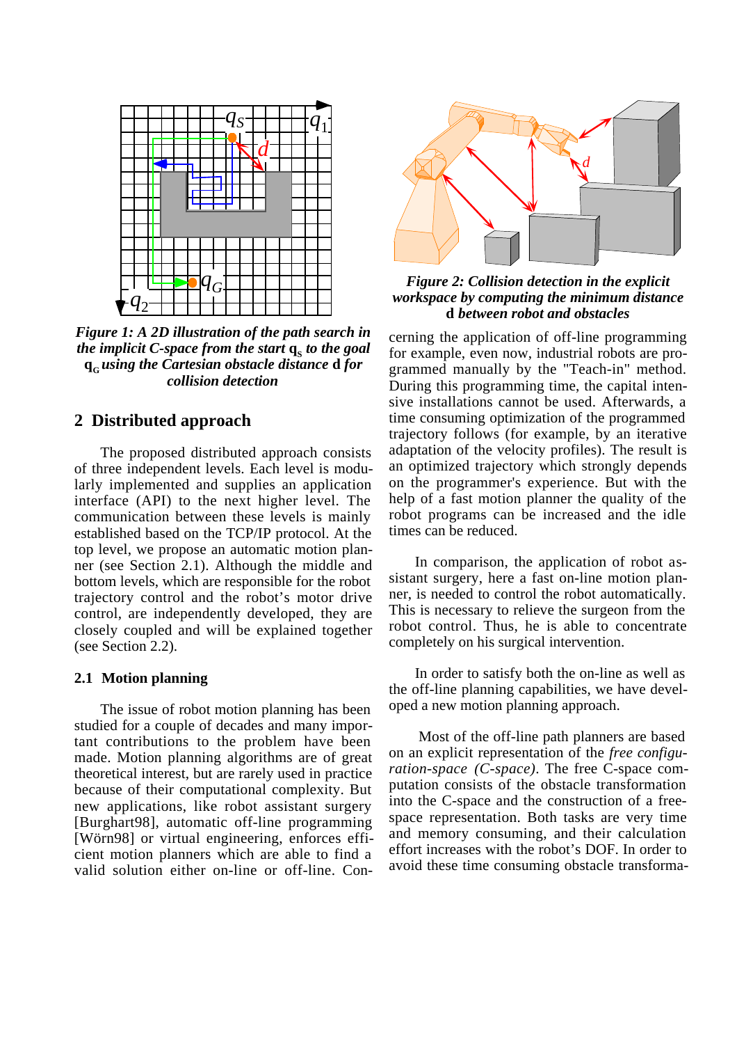*Figure 1: A 2D illustration of the path search in the implicit C-space from the start* $\mathbf{q}_S$ *to the goal* $\mathbf{q}_G$ *using the Cartesian obstacle distance* **d** *for collision detection*

*Figure 2: Collision detection in the explicit workspace by computing the minimum distance* **d** *between robot and obstacles*

## 2 Distributed approach

The proposed distributed approach consists of three independent levels. Each level is modularly implemented and supplies an application interface (API) to the next higher level. The communication between these levels is mainly established based on the TCP/IP protocol. At the top level, we propose an automatic motion planner (see Section 2.1). Although the middle and bottom levels, which are responsible for the robot trajectory control and the robot's motor drive control, are independently developed, they are closely coupled and will be explained together (see Section 2.2).

### 2.1 Motion planning

The issue of robot motion planning has been studied for a couple of decades and many important contributions to the problem have been made. Motion planning algorithms are of great theoretical interest, but are rarely used in practice because of their computational complexity. But new applications, like robot assistant surgery [Burghart98], automatic off-line programming [Wörn98] or virtual engineering, enforces efficient motion planners which are able to find a valid solution either on-line or off-line. Concerning the application of off-line programming for example, even now, industrial robots are programmed manually by the "Teach-in" method. During this programming time, the capital intensive installations cannot be used. Afterwards, a time consuming optimization of the programmed trajectory follows (for example, by an iterative adaptation of the velocity profiles). The result is an optimized trajectory which strongly depends on the programmer's experience. But with the help of a fast motion planner the quality of the robot programs can be increased and the idle times can be reduced.

In comparison, the application of robot assistant surgery, here a fast on-line motion planner, is needed to control the robot automatically. This is necessary to relieve the surgeon from the robot control. Thus, he is able to concentrate completely on his surgical intervention.

In order to satisfy both the on-line as well as the off-line planning capabilities, we have developed a new motion planning approach.

Most of the off-line path planners are based on an explicit representation of the *free configuration-space (C-space)*. The free C-space computation consists of the obstacle transformation into the C-space and the construction of a free-space representation. Both tasks are very time and memory consuming, and their calculation effort increases with the robot's DOF. In order to avoid these time consuming obstacle transforma-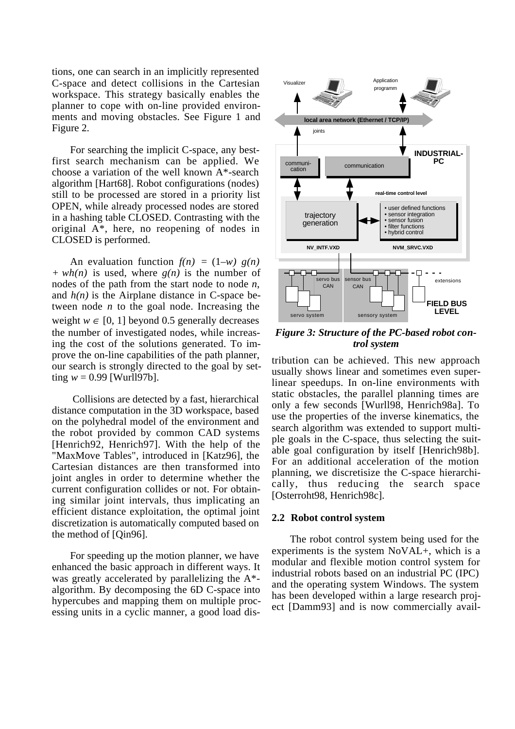tions, one can search in an implicitly represented C-space and detect collisions in the Cartesian workspace. This strategy basically enables the planner to cope with on-line provided environments and moving obstacles. See Figure 1 and Figure 2.

For searching the implicit C-space, any best-first search mechanism can be applied. We choose a variation of the well known A*-search algorithm [Hart68]. Robot configurations (nodes) still to be processed are stored in a priority list OPEN, while already processed nodes are stored in a hashing table CLOSED. Contrasting with the original A*, here, no reopening of nodes in CLOSED is performed.

An evaluation function $f(n) = (1-w)\,g(n) + wh(n)$ is used, where $g(n)$ is the number of nodes of the path from the start node to node $n$, and $h(n)$ is the Airplane distance in C-space between node $n$ to the goal node. Increasing the weight $w \in [0, 1]$ beyond 0.5 generally decreases the number of investigated nodes, while increasing the cost of the solutions generated. To improve the on-line capabilities of the path planner, our search is strongly directed to the goal by setting $w = 0.99$ [Wurll97b].

Collisions are detected by a fast, hierarchical distance computation in the 3D workspace, based on the polyhedral model of the environment and the robot provided by common CAD systems [Henrich92, Henrich97]. With the help of the "MaxMove Tables", introduced in [Katz96], the Cartesian distances are then transformed into joint angles in order to determine whether the current configuration collides or not. For obtaining similar joint intervals, thus implicating an efficient distance exploitation, the optimal joint discretization is automatically computed based on the method of [Qin96].

For speeding up the motion planner, we have enhanced the basic approach in different ways. It was greatly accelerated by parallelizing the A*-algorithm. By decomposing the 6D C-space into hypercubes and mapping them on multiple processing units in a cyclic manner, a good load distribution can be achieved. This new approach usually shows linear and sometimes even super-linear speedups. In on-line environments with static obstacles, the parallel planning times are only a few seconds [Wurll98, Henrich98a]. To use the properties of the inverse kinematics, the search algorithm was extended to support multiple goals in the C-space, thus selecting the suitable goal configuration by itself [Henrich98b]. For an additional acceleration of the motion planning, we discretisize the C-space hierarchically, thus reducing the search space [Osterroht98, Henrich98c].

*Figure 3: Structure of the PC-based robot control system*

## 2.2 Robot control system

The robot control system being used for the experiments is the system NoVAL+, which is a modular and flexible motion control system for industrial robots based on an industrial PC (IPC) and the operating system Windows. The system has been developed within a large research project [Damm93] and is now commercially avail-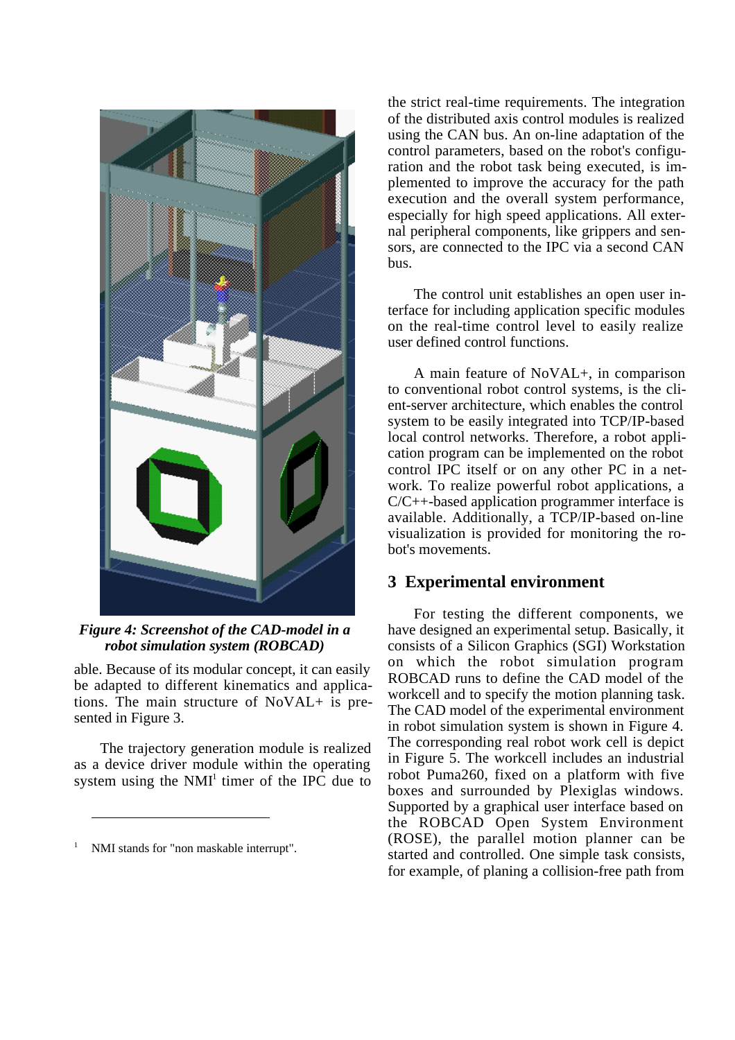*Figure 4: Screenshot of the CAD-model in a robot simulation system (ROBCAD)*

able. Because of its modular concept, it can easily be adapted to different kinematics and applications. The main structure of NoVAL+ is presented in Figure 3.

The trajectory generation module is realized as a device driver module within the operating system using the NMI[1] timer of the IPC due to the strict real-time requirements. The integration of the distributed axis control modules is realized using the CAN bus. An on-line adaptation of the control parameters, based on the robot's configuration and the robot task being executed, is implemented to improve the accuracy for the path execution and the overall system performance, especially for high speed applications. All external peripheral components, like grippers and sensors, are connected to the IPC via a second CAN bus.

The control unit establishes an open user interface for including application specific modules on the real-time control level to easily realize user defined control functions.

A main feature of NoVAL+, in comparison to conventional robot control systems, is the client-server architecture, which enables the control system to be easily integrated into TCP/IP-based local control networks. Therefore, a robot application program can be implemented on the robot control IPC itself or on any other PC in a network. To realize powerful robot applications, a C/C++-based application programmer interface is available. Additionally, a TCP/IP-based on-line visualization is provided for monitoring the robot's movements.

## 3 Experimental environment

For testing the different components, we have designed an experimental setup. Basically, it consists of a Silicon Graphics (SGI) Workstation on which the robot simulation program ROBCAD runs to define the CAD model of the workcell and to specify the motion planning task. The CAD model of the experimental environment in robot simulation system is shown in Figure 4. The corresponding real robot work cell is depict in Figure 5. The workcell includes an industrial robot Puma260, fixed on a platform with five boxes and surrounded by Plexiglas windows. Supported by a graphical user interface based on the ROBCAD Open System Environment (ROSE), the parallel motion planner can be started and controlled. One simple task consists, for example, of planing a collision-free path from

[1] NMI stands for "non maskable interrupt".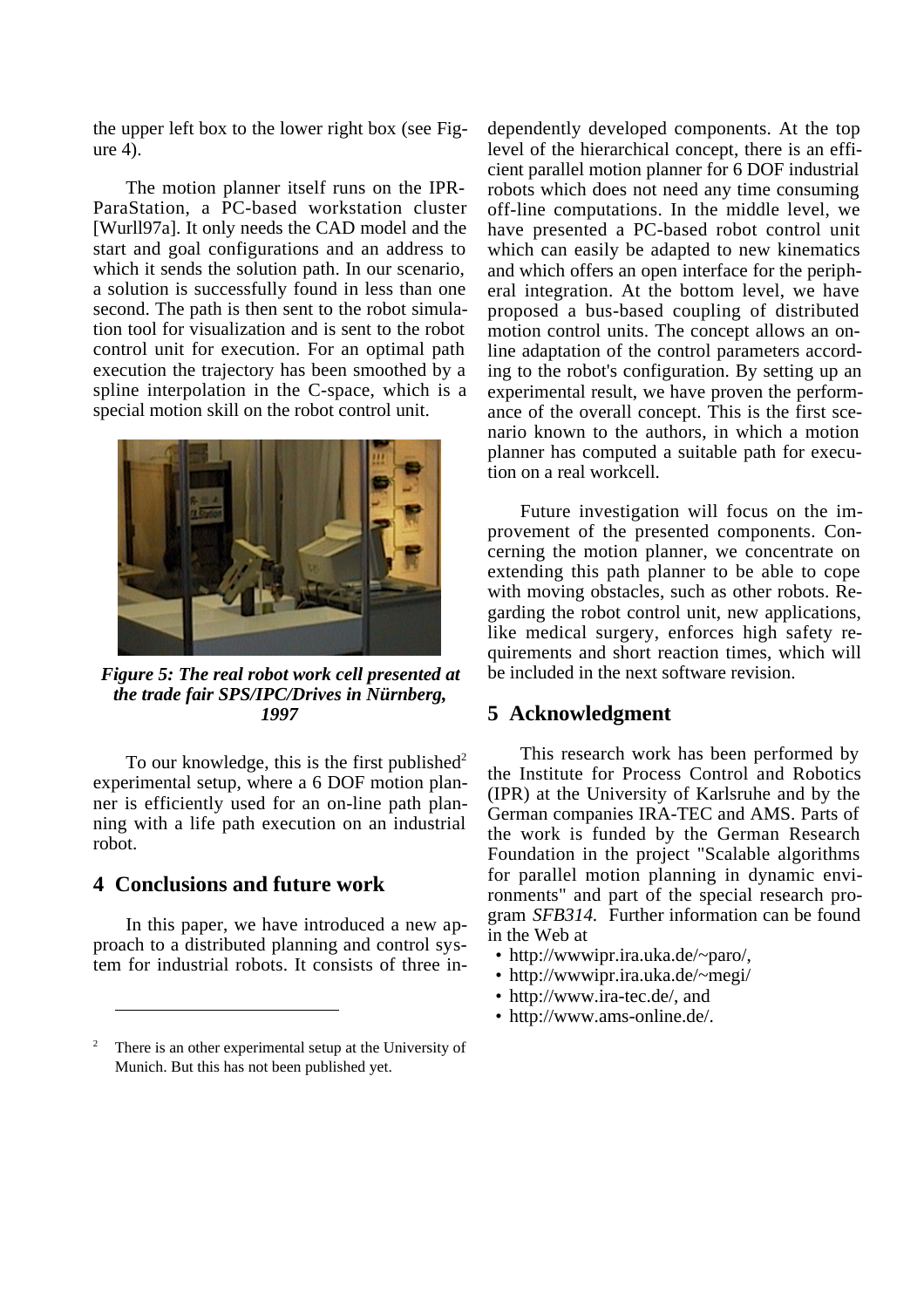the upper left box to the lower right box (see Figure 4).

The motion planner itself runs on the IPR-ParaStation, a PC-based workstation cluster [Wurll97a]. It only needs the CAD model and the start and goal configurations and an address to which it sends the solution path. In our scenario, a solution is successfully found in less than one second. The path is then sent to the robot simulation tool for visualization and is sent to the robot control unit for execution. For an optimal path execution the trajectory has been smoothed by a spline interpolation in the C-space, which is a special motion skill on the robot control unit.

***Figure 5: The real robot work cell presented at the trade fair SPS/IPC/Drives in Nürnberg, 1997***

To our knowledge, this is the first published[2] experimental setup, where a 6 DOF motion planner is efficiently used for an on-line path planning with a life path execution on an industrial robot.

## 4 Conclusions and future work

In this paper, we have introduced a new approach to a distributed planning and control system for industrial robots. It consists of three independently developed components. At the top level of the hierarchical concept, there is an efficient parallel motion planner for 6 DOF industrial robots which does not need any time consuming off-line computations. In the middle level, we have presented a PC-based robot control unit which can easily be adapted to new kinematics and which offers an open interface for the peripheral integration. At the bottom level, we have proposed a bus-based coupling of distributed motion control units. The concept allows an on-line adaptation of the control parameters according to the robot's configuration. By setting up an experimental result, we have proven the performance of the overall concept. This is the first scenario known to the authors, in which a motion planner has computed a suitable path for execution on a real workcell.

Future investigation will focus on the improvement of the presented components. Concerning the motion planner, we concentrate on extending this path planner to be able to cope with moving obstacles, such as other robots. Regarding the robot control unit, new applications, like medical surgery, enforces high safety requirements and short reaction times, which will be included in the next software revision.

## 5 Acknowledgment

This research work has been performed by the Institute for Process Control and Robotics (IPR) at the University of Karlsruhe and by the German companies IRA-TEC and AMS. Parts of the work is funded by the German Research Foundation in the project "Scalable algorithms for parallel motion planning in dynamic environments" and part of the special research program *SFB314.* Further information can be found in the Web at

- http://wwwipr.ira.uka.de/~paro/,
- http://wwwipr.ira.uka.de/~megi/
- http://www.ira-tec.de/, and
- http://www.ams-online.de/.

[2] There is an other experimental setup at the University of Munich. But this has not been published yet.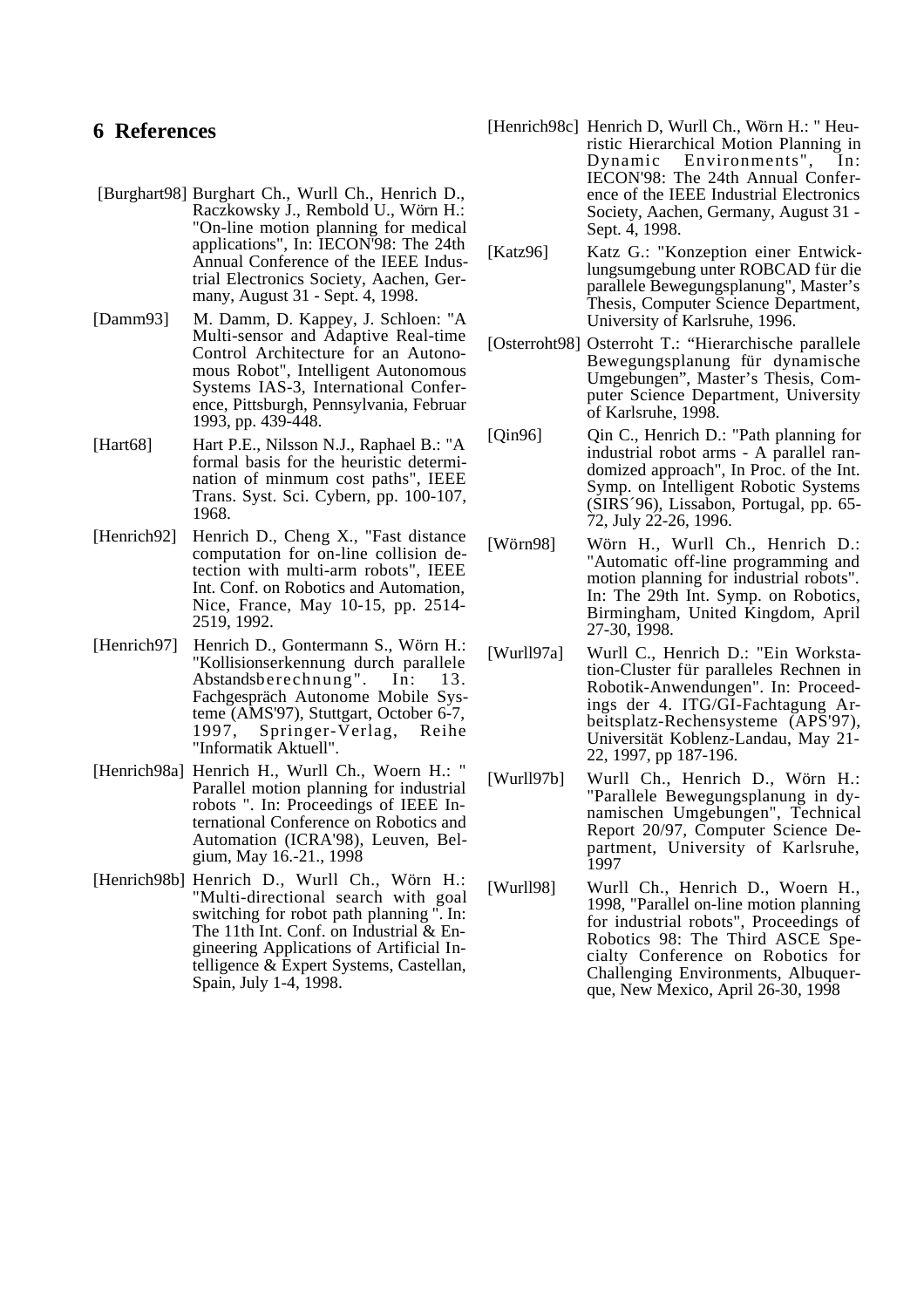## 6 References

[Burghart98] Burghart Ch., Wurll Ch., Henrich D., Raczkowsky J., Rembold U., Wörn H.: "On-line motion planning for medical applications", In: IECON'98: The 24th Annual Conference of the IEEE Industrial Electronics Society, Aachen, Germany, August 31 - Sept. 4, 1998.

[Damm93] M. Damm, D. Kappey, J. Schloen: "A Multi-sensor and Adaptive Real-time Control Architecture for an Autonomous Robot", Intelligent Autonomous Systems IAS-3, International Conference, Pittsburgh, Pennsylvania, Februar 1993, pp. 439-448.

[Hart68] Hart P.E., Nilsson N.J., Raphael B.: "A formal basis for the heuristic determination of minmum cost paths", IEEE Trans. Syst. Sci. Cybern, pp. 100-107, 1968.

[Henrich92] Henrich D., Cheng X., "Fast distance computation for on-line collision detection with multi-arm robots", IEEE Int. Conf. on Robotics and Automation, Nice, France, May 10-15, pp. 2514-2519, 1992.

[Henrich97] Henrich D., Gontermann S., Wörn H.: "Kollisionserkennung durch parallele Abstandsberechnung". In: 13. Fachgespräch Autonome Mobile Systeme (AMS'97), Stuttgart, October 6-7, 1997, Springer-Verlag, Reihe "Informatik Aktuell".

[Henrich98a] Henrich H., Wurll Ch., Woern H.: " Parallel motion planning for industrial robots ". In: Proceedings of IEEE International Conference on Robotics and Automation (ICRA'98), Leuven, Belgium, May 16.-21., 1998

[Henrich98b] Henrich D., Wurll Ch., Wörn H.: "Multi-directional search with goal switching for robot path planning ". In: The 11th Int. Conf. on Industrial & Engineering Applications of Artificial Intelligence & Expert Systems, Castellan, Spain, July 1-4, 1998.

[Henrich98c] Henrich D, Wurll Ch., Wörn H.: " Heuristic Hierarchical Motion Planning in Dynamic Environments", In: IECON'98: The 24th Annual Conference of the IEEE Industrial Electronics Society, Aachen, Germany, August 31 - Sept. 4, 1998.

[Katz96] Katz G.: "Konzeption einer Entwicklungsumgebung unter ROBCAD für die parallele Bewegungsplanung", Master's Thesis, Computer Science Department, University of Karlsruhe, 1996.

[Osterroht98] Osterroht T.: "Hierarchische parallele Bewegungsplanung für dynamische Umgebungen", Master's Thesis, Computer Science Department, University of Karlsruhe, 1998.

[Qin96] Qin C., Henrich D.: "Path planning for industrial robot arms - A parallel randomized approach", In Proc. of the Int. Symp. on Intelligent Robotic Systems (SIRS´96), Lissabon, Portugal, pp. 65-72, July 22-26, 1996.

[Wörn98] Wörn H., Wurll Ch., Henrich D.: "Automatic off-line programming and motion planning for industrial robots". In: The 29th Int. Symp. on Robotics, Birmingham, United Kingdom, April 27-30, 1998.

[Wurll97a] Wurll C., Henrich D.: "Ein Workstation-Cluster für paralleles Rechnen in Robotik-Anwendungen". In: Proceedings der 4. ITG/GI-Fachtagung Arbeitsplatz-Rechensysteme (APS'97), Universität Koblenz-Landau, May 21-22, 1997, pp 187-196.

[Wurll97b] Wurll Ch., Henrich D., Wörn H.: "Parallele Bewegungsplanung in dynamischen Umgebungen", Technical Report 20/97, Computer Science Department, University of Karlsruhe, 1997

[Wurll98] Wurll Ch., Henrich D., Woern H., 1998, "Parallel on-line motion planning for industrial robots", Proceedings of Robotics 98: The Third ASCE Specialty Conference on Robotics for Challenging Environments, Albuquerque, New Mexico, April 26-30, 1998